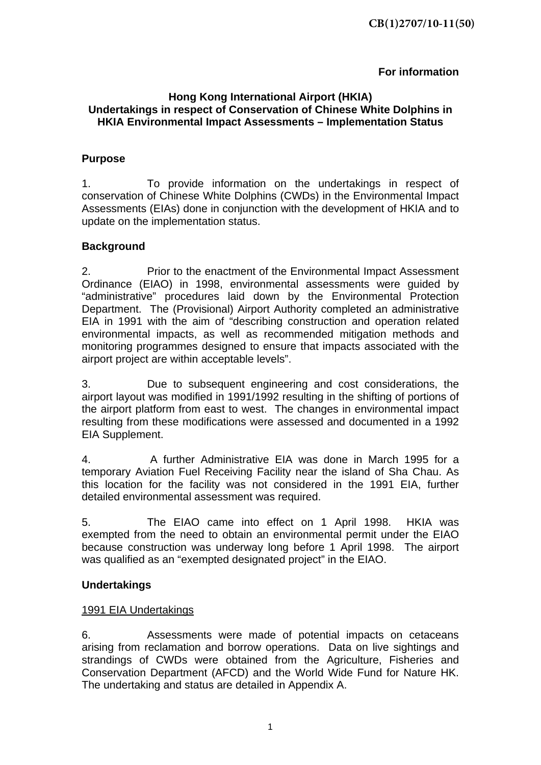CB(1)2707/10-11(50)

**For information**

# Hong Kong International Airport (HKIA) Undertakings in respect of Conservation of Chinese White Dolphins in HKIA Environmental Impact Assessments – Implementation Status

## Purpose

1. To provide information on the undertakings in respect of conservation of Chinese White Dolphins (CWDs) in the Environmental Impact Assessments (EIAs) done in conjunction with the development of HKIA and to update on the implementation status.

## Background

2. Prior to the enactment of the Environmental Impact Assessment Ordinance (EIAO) in 1998, environmental assessments were guided by "administrative" procedures laid down by the Environmental Protection Department. The (Provisional) Airport Authority completed an administrative EIA in 1991 with the aim of "describing construction and operation related environmental impacts, as well as recommended mitigation methods and monitoring programmes designed to ensure that impacts associated with the airport project are within acceptable levels".

3. Due to subsequent engineering and cost considerations, the airport layout was modified in 1991/1992 resulting in the shifting of portions of the airport platform from east to west. The changes in environmental impact resulting from these modifications were assessed and documented in a 1992 EIA Supplement.

4. A further Administrative EIA was done in March 1995 for a temporary Aviation Fuel Receiving Facility near the island of Sha Chau. As this location for the facility was not considered in the 1991 EIA, further detailed environmental assessment was required.

5. The EIAO came into effect on 1 April 1998. HKIA was exempted from the need to obtain an environmental permit under the EIAO because construction was underway long before 1 April 1998. The airport was qualified as an "exempted designated project" in the EIAO.

## Undertakings

### 1991 EIA Undertakings

6. Assessments were made of potential impacts on cetaceans arising from reclamation and borrow operations. Data on live sightings and strandings of CWDs were obtained from the Agriculture, Fisheries and Conservation Department (AFCD) and the World Wide Fund for Nature HK. The undertaking and status are detailed in Appendix A.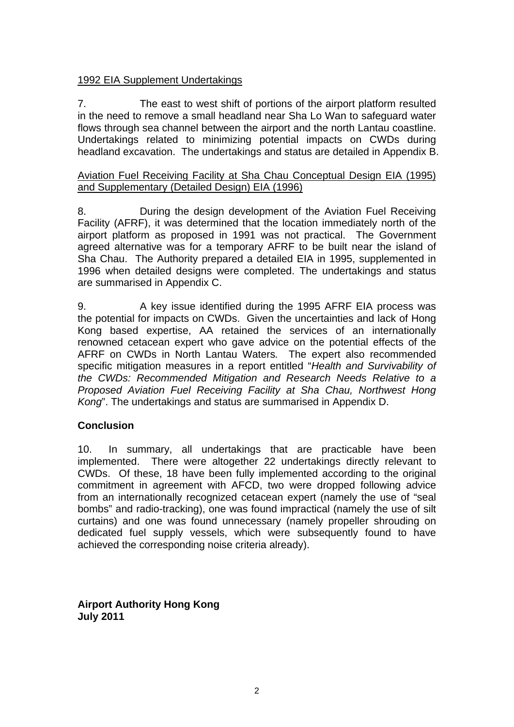1992 EIA Supplement Undertakings

7. The east to west shift of portions of the airport platform resulted in the need to remove a small headland near Sha Lo Wan to safeguard water flows through sea channel between the airport and the north Lantau coastline. Undertakings related to minimizing potential impacts on CWDs during headland excavation. The undertakings and status are detailed in Appendix B.

Aviation Fuel Receiving Facility at Sha Chau Conceptual Design EIA (1995) and Supplementary (Detailed Design) EIA (1996)

8. During the design development of the Aviation Fuel Receiving Facility (AFRF), it was determined that the location immediately north of the airport platform as proposed in 1991 was not practical. The Government agreed alternative was for a temporary AFRF to be built near the island of Sha Chau. The Authority prepared a detailed EIA in 1995, supplemented in 1996 when detailed designs were completed. The undertakings and status are summarised in Appendix C.

9. A key issue identified during the 1995 AFRF EIA process was the potential for impacts on CWDs. Given the uncertainties and lack of Hong Kong based expertise, AA retained the services of an internationally renowned cetacean expert who gave advice on the potential effects of the AFRF on CWDs in North Lantau Waters. The expert also recommended specific mitigation measures in a report entitled "*Health and Survivability of the CWDs: Recommended Mitigation and Research Needs Relative to a Proposed Aviation Fuel Receiving Facility at Sha Chau, Northwest Hong Kong*". The undertakings and status are summarised in Appendix D.

## Conclusion

10. In summary, all undertakings that are practicable have been implemented. There were altogether 22 undertakings directly relevant to CWDs. Of these, 18 have been fully implemented according to the original commitment in agreement with AFCD, two were dropped following advice from an internationally recognized cetacean expert (namely the use of "seal bombs" and radio-tracking), one was found impractical (namely the use of silt curtains) and one was found unnecessary (namely propeller shrouding on dedicated fuel supply vessels, which were subsequently found to have achieved the corresponding noise criteria already).

**Airport Authority Hong Kong**
**July 2011**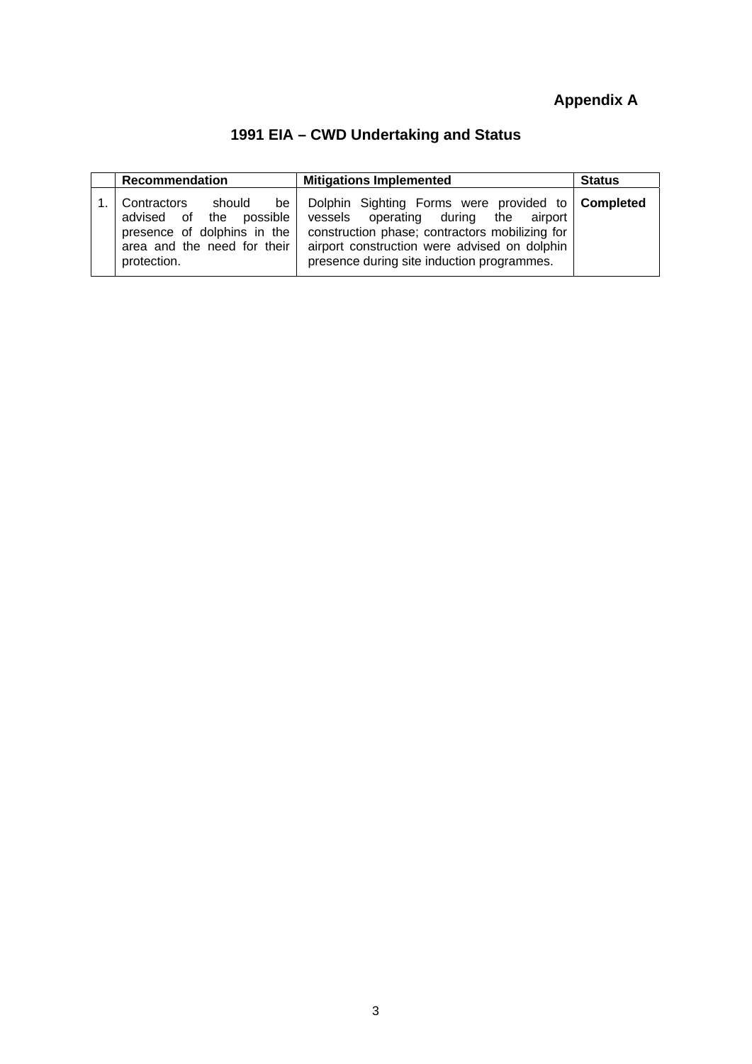**Appendix A**

## 1991 EIA – CWD Undertaking and Status

| | Recommendation | Mitigations Implemented | Status |
|---|---|---|---|
| 1. | Contractors should be advised of the possible presence of dolphins in the area and the need for their protection. | Dolphin Sighting Forms were provided to vessels operating during the airport construction phase; contractors mobilizing for airport construction were advised on dolphin presence during site induction programmes. | **Completed** |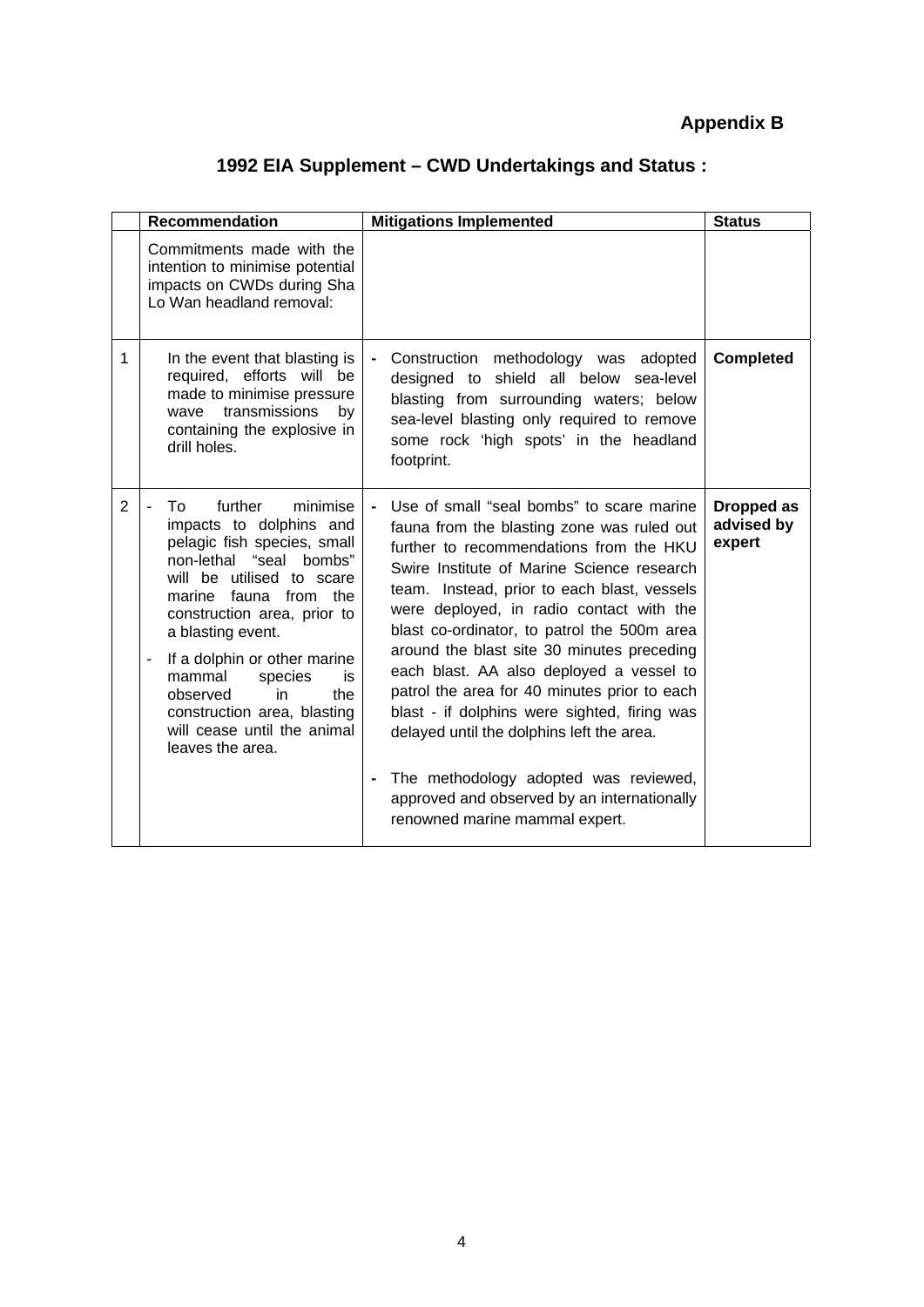**Appendix B**

## 1992 EIA Supplement – CWD Undertakings and Status :

| | Recommendation | Mitigations Implemented | Status |
|---|---|---|---|
| | Commitments made with the intention to minimise potential impacts on CWDs during Sha Lo Wan headland removal: | | |
| 1 | In the event that blasting is required, efforts will be made to minimise pressure wave transmissions by containing the explosive in drill holes. | - Construction methodology was adopted designed to shield all below sea-level blasting from surrounding waters; below sea-level blasting only required to remove some rock 'high spots' in the headland footprint. | **Completed** |
| 2 | - To further minimise impacts to dolphins and pelagic fish species, small non-lethal "seal bombs" will be utilised to scare marine fauna from the construction area, prior to a blasting event.<br>- If a dolphin or other marine mammal species is observed in the construction area, blasting will cease until the animal leaves the area. | - Use of small "seal bombs" to scare marine fauna from the blasting zone was ruled out further to recommendations from the HKU Swire Institute of Marine Science research team. Instead, prior to each blast, vessels were deployed, in radio contact with the blast co-ordinator, to patrol the 500m area around the blast site 30 minutes preceding each blast. AA also deployed a vessel to patrol the area for 40 minutes prior to each blast - if dolphins were sighted, firing was delayed until the dolphins left the area.<br>- The methodology adopted was reviewed, approved and observed by an internationally renowned marine mammal expert. | **Dropped as advised by expert** |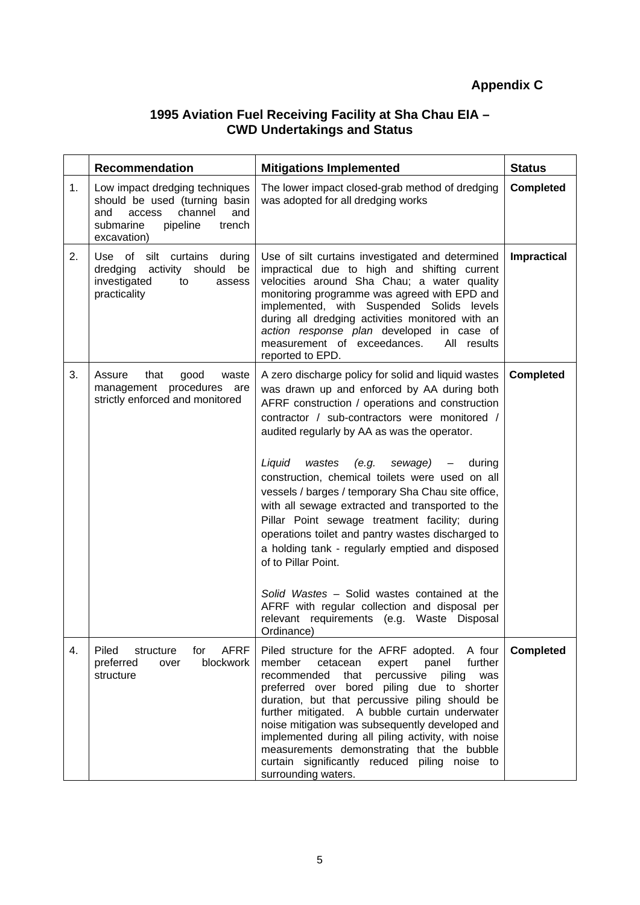**Appendix C**

## 1995 Aviation Fuel Receiving Facility at Sha Chau EIA – CWD Undertakings and Status

| | Recommendation | Mitigations Implemented | Status |
|---|---|---|---|
| 1. | Low impact dredging techniques should be used (turning basin and access channel and submarine pipeline trench excavation) | The lower impact closed-grab method of dredging was adopted for all dredging works | **Completed** |
| 2. | Use of silt curtains during dredging activity should be investigated to assess practicality | Use of silt curtains investigated and determined impractical due to high and shifting current velocities around Sha Chau; a water quality monitoring programme was agreed with EPD and implemented, with Suspended Solids levels during all dredging activities monitored with an *action response plan* developed in case of measurement of exceedances. All results reported to EPD. | **Impractical** |
| 3. | Assure that good waste management procedures are strictly enforced and monitored | A zero discharge policy for solid and liquid wastes was drawn up and enforced by AA during both AFRF construction / operations and construction contractor / sub-contractors were monitored / audited regularly by AA as was the operator.<br><br>*Liquid wastes (e.g. sewage)* – during construction, chemical toilets were used on all vessels / barges / temporary Sha Chau site office, with all sewage extracted and transported to the Pillar Point sewage treatment facility; during operations toilet and pantry wastes discharged to a holding tank - regularly emptied and disposed of to Pillar Point.<br><br>*Solid Wastes* – Solid wastes contained at the AFRF with regular collection and disposal per relevant requirements (e.g. Waste Disposal Ordinance) | **Completed** |
| 4. | Piled structure for AFRF preferred over blockwork structure | Piled structure for the AFRF adopted. A four member cetacean expert panel further recommended that percussive piling was preferred over bored piling due to shorter duration, but that percussive piling should be further mitigated. A bubble curtain underwater noise mitigation was subsequently developed and implemented during all piling activity, with noise measurements demonstrating that the bubble curtain significantly reduced piling noise to surrounding waters. | **Completed** |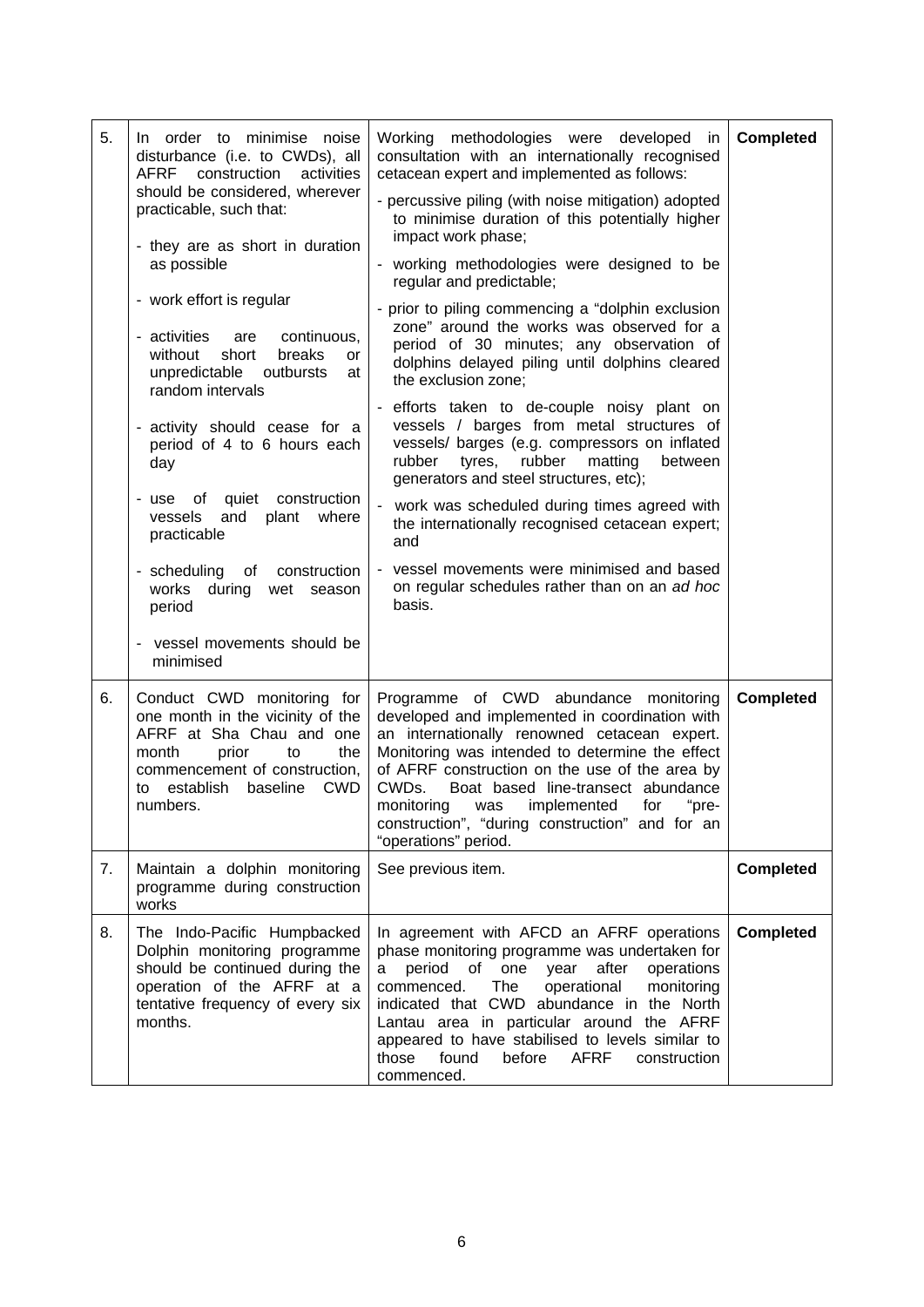| | | | |
|---|---|---|---|
| 5. | In order to minimise noise disturbance (i.e. to CWDs), all AFRF construction activities should be considered, wherever practicable, such that:<br><br>- they are as short in duration as possible<br><br>- work effort is regular<br><br>- activities are continuous, without short breaks or unpredictable outbursts at random intervals<br><br>- activity should cease for a period of 4 to 6 hours each day<br><br>- use of quiet construction vessels and plant where practicable<br><br>- scheduling of construction works during wet season period<br><br>- vessel movements should be minimised | Working methodologies were developed in consultation with an internationally recognised cetacean expert and implemented as follows:<br><br>- percussive piling (with noise mitigation) adopted to minimise duration of this potentially higher impact work phase;<br><br>- working methodologies were designed to be regular and predictable;<br><br>- prior to piling commencing a "dolphin exclusion zone" around the works was observed for a period of 30 minutes; any observation of dolphins delayed piling until dolphins cleared the exclusion zone;<br><br>- efforts taken to de-couple noisy plant on vessels / barges from metal structures of vessels/ barges (e.g. compressors on inflated rubber tyres, rubber matting between generators and steel structures, etc);<br><br>- work was scheduled during times agreed with the internationally recognised cetacean expert; and<br><br>- vessel movements were minimised and based on regular schedules rather than on an *ad hoc* basis. | **Completed** |
| 6. | Conduct CWD monitoring for one month in the vicinity of the AFRF at Sha Chau and one month prior to the commencement of construction, to establish baseline CWD numbers. | Programme of CWD abundance monitoring developed and implemented in coordination with an internationally renowned cetacean expert. Monitoring was intended to determine the effect of AFRF construction on the use of the area by CWDs. Boat based line-transect abundance monitoring was implemented for "pre-construction", "during construction" and for an "operations" period. | **Completed** |
| 7. | Maintain a dolphin monitoring programme during construction works | See previous item. | **Completed** |
| 8. | The Indo-Pacific Humpbacked Dolphin monitoring programme should be continued during the operation of the AFRF at a tentative frequency of every six months. | In agreement with AFCD an AFRF operations phase monitoring programme was undertaken for a period of one year after operations commenced. The operational monitoring indicated that CWD abundance in the North Lantau area in particular around the AFRF appeared to have stabilised to levels similar to those found before AFRF construction commenced. | **Completed** |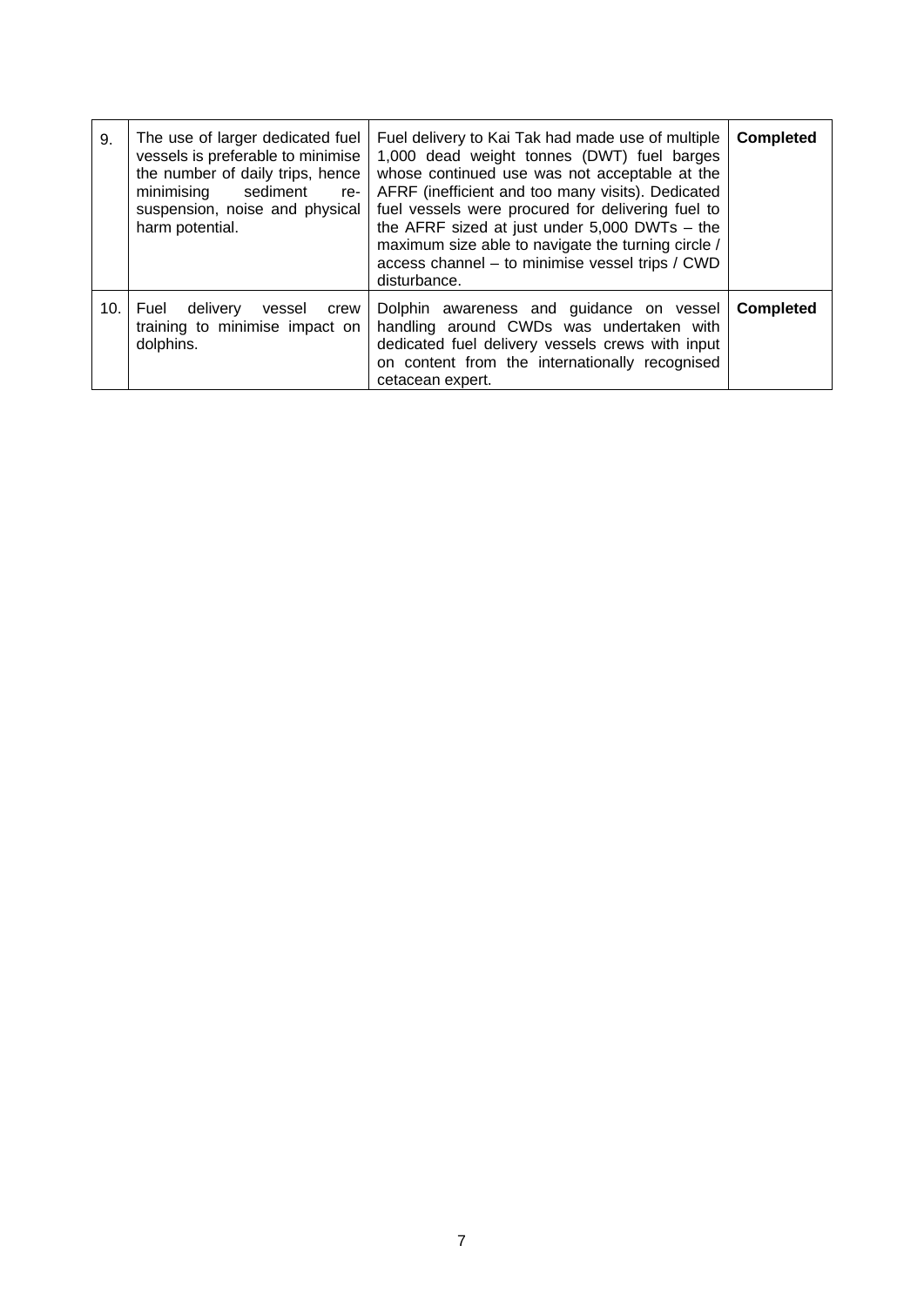| | | | |
|---|---|---|---|
| 9. | The use of larger dedicated fuel vessels is preferable to minimise the number of daily trips, hence minimising sediment re-suspension, noise and physical harm potential. | Fuel delivery to Kai Tak had made use of multiple 1,000 dead weight tonnes (DWT) fuel barges whose continued use was not acceptable at the AFRF (inefficient and too many visits). Dedicated fuel vessels were procured for delivering fuel to the AFRF sized at just under 5,000 DWTs – the maximum size able to navigate the turning circle / access channel – to minimise vessel trips / CWD disturbance. | **Completed** |
| 10. | Fuel delivery vessel crew training to minimise impact on dolphins. | Dolphin awareness and guidance on vessel handling around CWDs was undertaken with dedicated fuel delivery vessels crews with input on content from the internationally recognised cetacean expert. | **Completed** |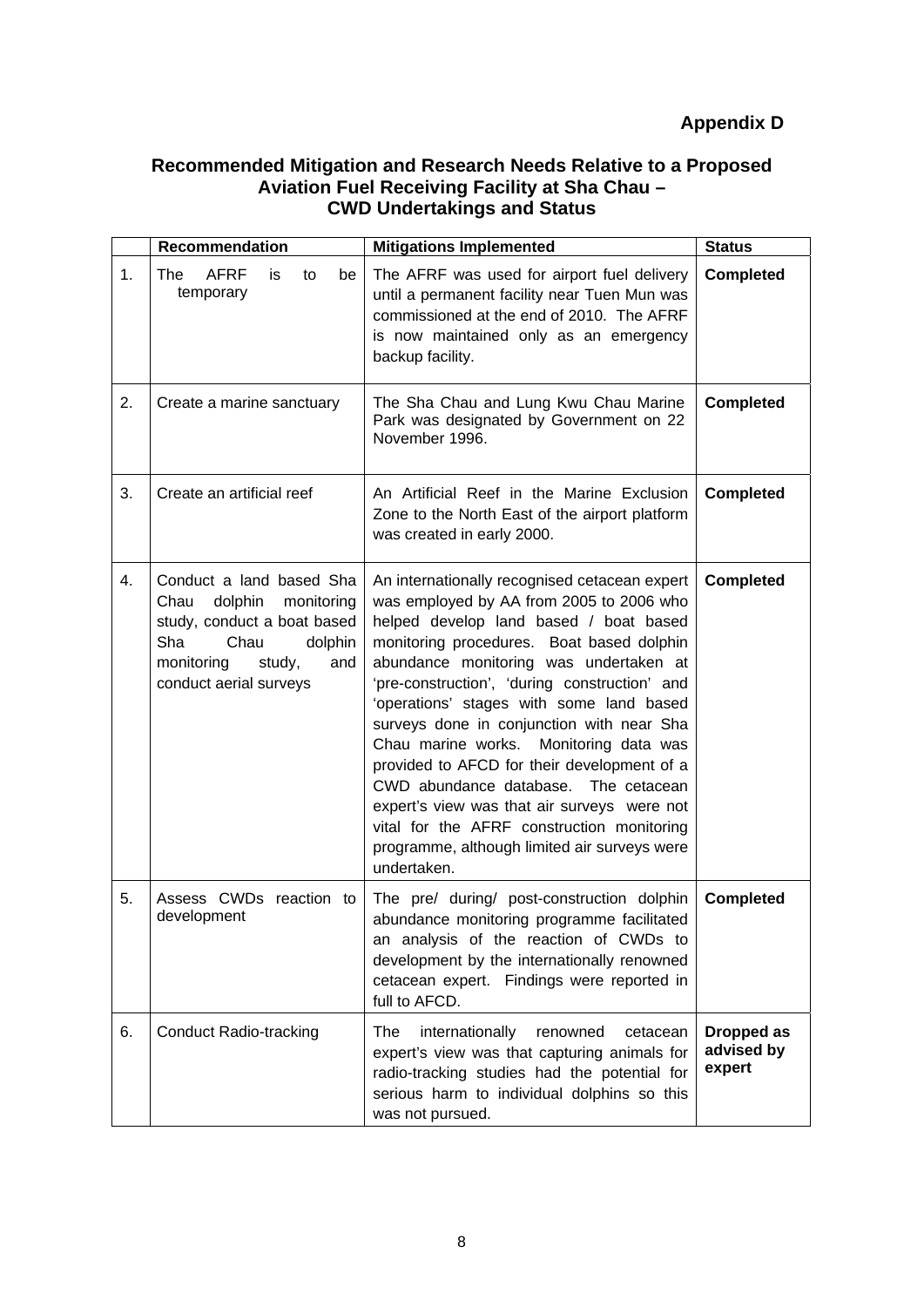**Appendix D**

## Recommended Mitigation and Research Needs Relative to a Proposed Aviation Fuel Receiving Facility at Sha Chau – CWD Undertakings and Status

| | Recommendation | Mitigations Implemented | Status |
|---|---|---|---|
| 1. | The AFRF is to be temporary | The AFRF was used for airport fuel delivery until a permanent facility near Tuen Mun was commissioned at the end of 2010. The AFRF is now maintained only as an emergency backup facility. | **Completed** |
| 2. | Create a marine sanctuary | The Sha Chau and Lung Kwu Chau Marine Park was designated by Government on 22 November 1996. | **Completed** |
| 3. | Create an artificial reef | An Artificial Reef in the Marine Exclusion Zone to the North East of the airport platform was created in early 2000. | **Completed** |
| 4. | Conduct a land based Sha Chau dolphin monitoring study, conduct a boat based Sha Chau dolphin monitoring study, and conduct aerial surveys | An internationally recognised cetacean expert was employed by AA from 2005 to 2006 who helped develop land based / boat based monitoring procedures. Boat based dolphin abundance monitoring was undertaken at 'pre-construction', 'during construction' and 'operations' stages with some land based surveys done in conjunction with near Sha Chau marine works. Monitoring data was provided to AFCD for their development of a CWD abundance database. The cetacean expert's view was that air surveys were not vital for the AFRF construction monitoring programme, although limited air surveys were undertaken. | **Completed** |
| 5. | Assess CWDs reaction to development | The pre/ during/ post-construction dolphin abundance monitoring programme facilitated an analysis of the reaction of CWDs to development by the internationally renowned cetacean expert. Findings were reported in full to AFCD. | **Completed** |
| 6. | Conduct Radio-tracking | The internationally renowned cetacean expert's view was that capturing animals for radio-tracking studies had the potential for serious harm to individual dolphins so this was not pursued. | **Dropped as advised by expert** |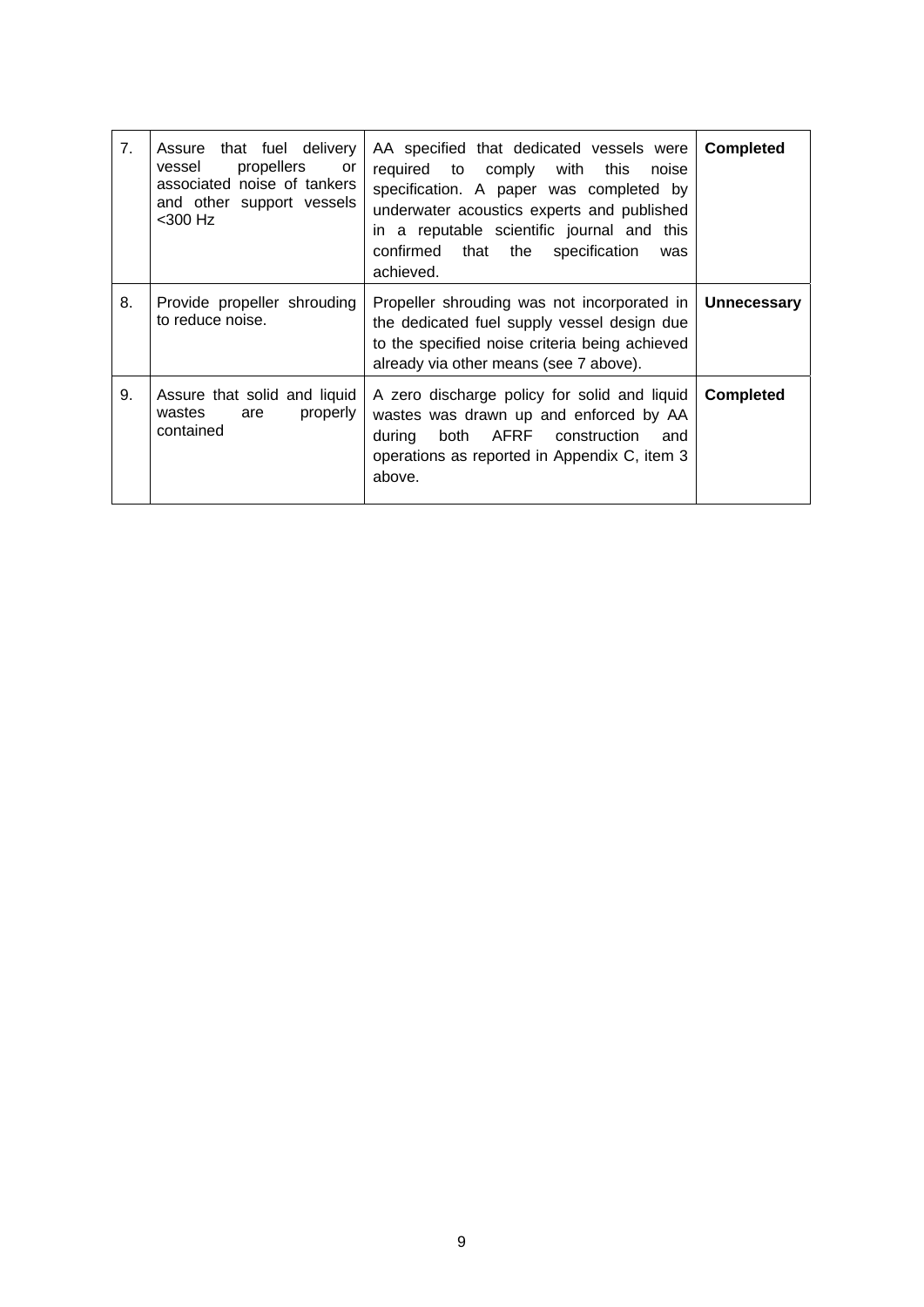| | | | |
|---|---|---|---|
| 7. | Assure that fuel delivery vessel propellers or associated noise of tankers and other support vessels <300 Hz | AA specified that dedicated vessels were required to comply with this noise specification. A paper was completed by underwater acoustics experts and published in a reputable scientific journal and this confirmed that the specification was achieved. | **Completed** |
| 8. | Provide propeller shrouding to reduce noise. | Propeller shrouding was not incorporated in the dedicated fuel supply vessel design due to the specified noise criteria being achieved already via other means (see 7 above). | **Unnecessary** |
| 9. | Assure that solid and liquid wastes are properly contained | A zero discharge policy for solid and liquid wastes was drawn up and enforced by AA during both AFRF construction and operations as reported in Appendix C, item 3 above. | **Completed** |